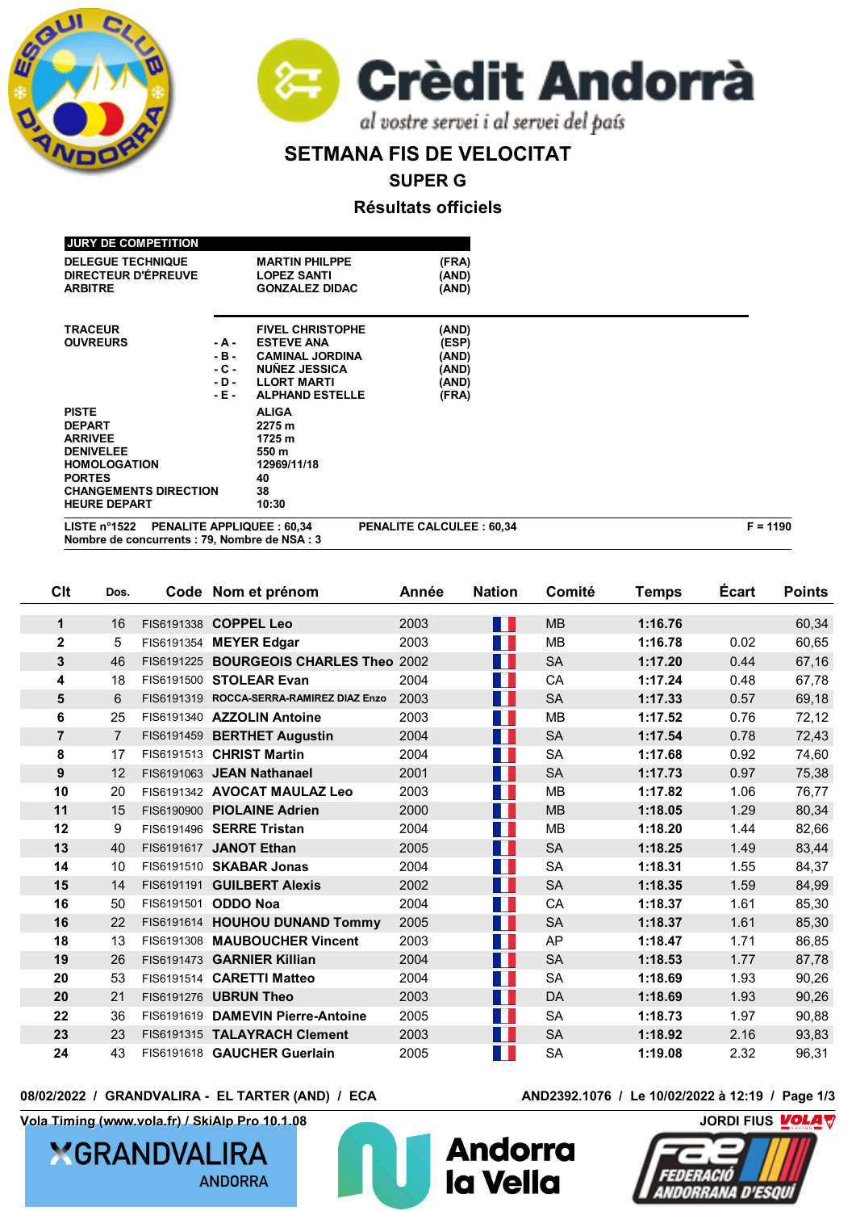Crèdit Andorrà

*al vostre servei i al servei del país*

# SETMANA FIS DE VELOCITAT

## SUPER G

## Résultats officiels

| JURY DE COMPETITION | | | |
|---|---|---|---|
| DELEGUE TECHNIQUE | | MARTIN PHILPPE | (FRA) |
| DIRECTEUR D'ÉPREUVE | | LOPEZ SANTI | (AND) |
| ARBITRE | | GONZALEZ DIDAC | (AND) |
| TRACEUR | | FIVEL CHRISTOPHE | (AND) |
| OUVREURS | - A - | ESTEVE ANA | (ESP) |
| | - B - | CAMINAL JORDINA | (AND) |
| | - C - | NUÑEZ JESSICA | (AND) |
| | - D - | LLORT MARTI | (AND) |
| | - E - | ALPHAND ESTELLE | (FRA) |
| PISTE | | ALIGA | |
| DEPART | | 2275 m | |
| ARRIVEE | | 1725 m | |
| DENIVELEE | | 550 m | |
| HOMOLOGATION | | 12969/11/18 | |
| PORTES | | 40 | |
| CHANGEMENTS DIRECTION | | 38 | |
| HEURE DEPART | | 10:30 | |

LISTE n°1522 PENALITE APPLIQUEE : 60,34 PENALITE CALCULEE : 60,34 F = 1190

Nombre de concurrents : 79, Nombre de NSA : 3

| Clt | Dos. | Code | Nom et prénom | Année | Nation | Comité | Temps | Écart | Points |
|---|---|---|---|---|---|---|---|---|---|
| 1 | 16 | FIS6191338 | COPPEL Leo | 2003 | FRA | MB | 1:16.76 | | 60,34 |
| 2 | 5 | FIS6191354 | MEYER Edgar | 2003 | FRA | MB | 1:16.78 | 0.02 | 60,65 |
| 3 | 46 | FIS6191225 | BOURGEOIS CHARLES Theo | 2002 | FRA | SA | 1:17.20 | 0.44 | 67,16 |
| 4 | 18 | FIS6191500 | STOLEAR Evan | 2004 | FRA | CA | 1:17.24 | 0.48 | 67,78 |
| 5 | 6 | FIS6191319 | ROCCA-SERRA-RAMIREZ DIAZ Enzo | 2003 | FRA | SA | 1:17.33 | 0.57 | 69,18 |
| 6 | 25 | FIS6191340 | AZZOLIN Antoine | 2003 | FRA | MB | 1:17.52 | 0.76 | 72,12 |
| 7 | 7 | FIS6191459 | BERTHET Augustin | 2004 | FRA | SA | 1:17.54 | 0.78 | 72,43 |
| 8 | 17 | FIS6191513 | CHRIST Martin | 2004 | FRA | SA | 1:17.68 | 0.92 | 74,60 |
| 9 | 12 | FIS6191063 | JEAN Nathanael | 2001 | FRA | SA | 1:17.73 | 0.97 | 75,38 |
| 10 | 20 | FIS6191342 | AVOCAT MAULAZ Leo | 2003 | FRA | MB | 1:17.82 | 1.06 | 76,77 |
| 11 | 15 | FIS6190900 | PIOLAINE Adrien | 2000 | FRA | MB | 1:18.05 | 1.29 | 80,34 |
| 12 | 9 | FIS6191496 | SERRE Tristan | 2004 | FRA | MB | 1:18.20 | 1.44 | 82,66 |
| 13 | 40 | FIS6191617 | JANOT Ethan | 2005 | FRA | SA | 1:18.25 | 1.49 | 83,44 |
| 14 | 10 | FIS6191510 | SKABAR Jonas | 2004 | FRA | SA | 1:18.31 | 1.55 | 84,37 |
| 15 | 14 | FIS6191191 | GUILBERT Alexis | 2002 | FRA | SA | 1:18.35 | 1.59 | 84,99 |
| 16 | 50 | FIS6191501 | ODDO Noa | 2004 | FRA | CA | 1:18.37 | 1.61 | 85,30 |
| 16 | 22 | FIS6191614 | HOUHOU DUNAND Tommy | 2005 | FRA | SA | 1:18.37 | 1.61 | 85,30 |
| 18 | 13 | FIS6191308 | MAUBOUCHER Vincent | 2003 | FRA | AP | 1:18.47 | 1.71 | 86,85 |
| 19 | 26 | FIS6191473 | GARNIER Killian | 2004 | FRA | SA | 1:18.53 | 1.77 | 87,78 |
| 20 | 53 | FIS6191514 | CARETTI Matteo | 2004 | FRA | SA | 1:18.69 | 1.93 | 90,26 |
| 20 | 21 | FIS6191276 | UBRUN Theo | 2003 | FRA | DA | 1:18.69 | 1.93 | 90,26 |
| 22 | 36 | FIS6191619 | DAMEVIN Pierre-Antoine | 2005 | FRA | SA | 1:18.73 | 1.97 | 90,88 |
| 23 | 23 | FIS6191315 | TALAYRACH Clement | 2003 | FRA | SA | 1:18.92 | 2.16 | 93,83 |
| 24 | 43 | FIS6191618 | GAUCHER Guerlain | 2005 | FRA | SA | 1:19.08 | 2.32 | 96,31 |

08/02/2022 / GRANDVALIRA - EL TARTER (AND) / ECA

AND2392.1076 / Le 10/02/2022 à 12:19

Vola Timing (www.vola.fr) / SkiAlp Pro 10.1.08

JORDI FIUS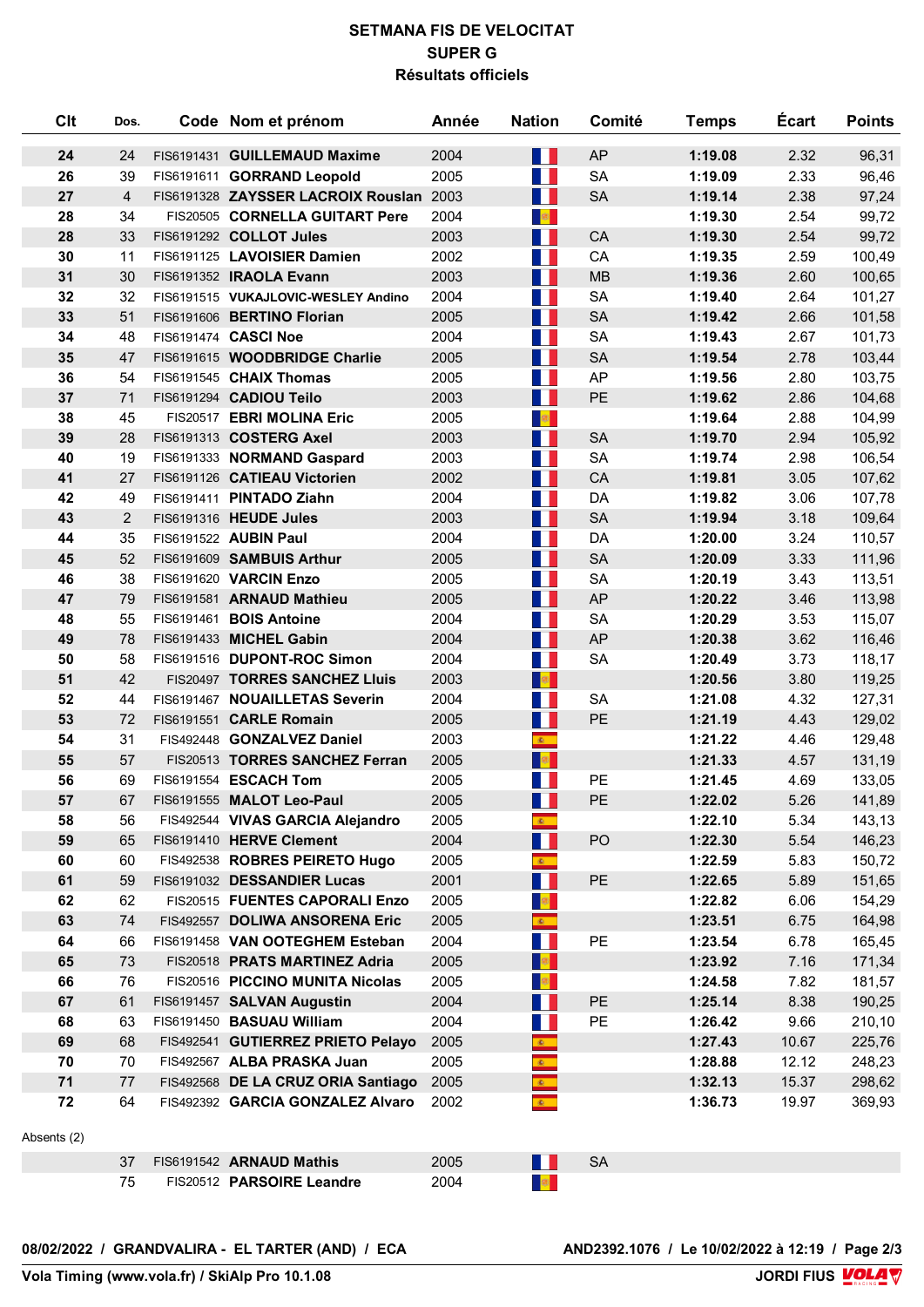# SETMANA FIS DE VELOCITAT
## SUPER G
### Résultats officiels

| Clt | Dos. | Code | Nom et prénom | Année | Nation | Comité | Temps | Écart | Points |
|---|---|---|---|---|---|---|---|---|---|
| **24** | 24 | FIS6191431 | **GUILLEMAUD Maxime** | 2004 | | AP | **1:19.08** | 2.32 | 96,31 |
| **26** | 39 | FIS6191611 | **GORRAND Leopold** | 2005 | | SA | **1:19.09** | 2.33 | 96,46 |
| **27** | 4 | FIS6191328 | **ZAYSSER LACROIX Rouslan** | 2003 | | SA | **1:19.14** | 2.38 | 97,24 |
| **28** | 34 | FIS20505 | **CORNELLA GUITART Pere** | 2004 | | | **1:19.30** | 2.54 | 99,72 |
| **28** | 33 | FIS6191292 | **COLLOT Jules** | 2003 | | CA | **1:19.30** | 2.54 | 99,72 |
| **30** | 11 | FIS6191125 | **LAVOISIER Damien** | 2002 | | CA | **1:19.35** | 2.59 | 100,49 |
| **31** | 30 | FIS6191352 | **IRAOLA Evann** | 2003 | | MB | **1:19.36** | 2.60 | 100,65 |
| **32** | 32 | FIS6191515 | **VUKAJLOVIC-WESLEY Andino** | 2004 | | SA | **1:19.40** | 2.64 | 101,27 |
| **33** | 51 | FIS6191606 | **BERTINO Florian** | 2005 | | SA | **1:19.42** | 2.66 | 101,58 |
| **34** | 48 | FIS6191474 | **CASCI Noe** | 2004 | | SA | **1:19.43** | 2.67 | 101,73 |
| **35** | 47 | FIS6191615 | **WOODBRIDGE Charlie** | 2005 | | SA | **1:19.54** | 2.78 | 103,44 |
| **36** | 54 | FIS6191545 | **CHAIX Thomas** | 2005 | | AP | **1:19.56** | 2.80 | 103,75 |
| **37** | 71 | FIS6191294 | **CADIOU Teilo** | 2003 | | PE | **1:19.62** | 2.86 | 104,68 |
| **38** | 45 | FIS20517 | **EBRI MOLINA Eric** | 2005 | | | **1:19.64** | 2.88 | 104,99 |
| **39** | 28 | FIS6191313 | **COSTERG Axel** | 2003 | | SA | **1:19.70** | 2.94 | 105,92 |
| **40** | 19 | FIS6191333 | **NORMAND Gaspard** | 2003 | | SA | **1:19.74** | 2.98 | 106,54 |
| **41** | 27 | FIS6191126 | **CATIEAU Victorien** | 2002 | | CA | **1:19.81** | 3.05 | 107,62 |
| **42** | 49 | FIS6191411 | **PINTADO Ziahn** | 2004 | | DA | **1:19.82** | 3.06 | 107,78 |
| **43** | 2 | FIS6191316 | **HEUDE Jules** | 2003 | | SA | **1:19.94** | 3.18 | 109,64 |
| **44** | 35 | FIS6191522 | **AUBIN Paul** | 2004 | | DA | **1:20.00** | 3.24 | 110,57 |
| **45** | 52 | FIS6191609 | **SAMBUIS Arthur** | 2005 | | SA | **1:20.09** | 3.33 | 111,96 |
| **46** | 38 | FIS6191620 | **VARCIN Enzo** | 2005 | | SA | **1:20.19** | 3.43 | 113,51 |
| **47** | 79 | FIS6191581 | **ARNAUD Mathieu** | 2005 | | AP | **1:20.22** | 3.46 | 113,98 |
| **48** | 55 | FIS6191461 | **BOIS Antoine** | 2004 | | SA | **1:20.29** | 3.53 | 115,07 |
| **49** | 78 | FIS6191433 | **MICHEL Gabin** | 2004 | | AP | **1:20.38** | 3.62 | 116,46 |
| **50** | 58 | FIS6191516 | **DUPONT-ROC Simon** | 2004 | | SA | **1:20.49** | 3.73 | 118,17 |
| **51** | 42 | FIS20497 | **TORRES SANCHEZ Lluis** | 2003 | | | **1:20.56** | 3.80 | 119,25 |
| **52** | 44 | FIS6191467 | **NOUAILLETAS Severin** | 2004 | | SA | **1:21.08** | 4.32 | 127,31 |
| **53** | 72 | FIS6191551 | **CARLE Romain** | 2005 | | PE | **1:21.19** | 4.43 | 129,02 |
| **54** | 31 | FIS492448 | **GONZALVEZ Daniel** | 2003 | | | **1:21.22** | 4.46 | 129,48 |
| **55** | 57 | FIS20513 | **TORRES SANCHEZ Ferran** | 2005 | | | **1:21.33** | 4.57 | 131,19 |
| **56** | 69 | FIS6191554 | **ESCACH Tom** | 2005 | | PE | **1:21.45** | 4.69 | 133,05 |
| **57** | 67 | FIS6191555 | **MALOT Leo-Paul** | 2005 | | PE | **1:22.02** | 5.26 | 141,89 |
| **58** | 56 | FIS492544 | **VIVAS GARCIA Alejandro** | 2005 | | | **1:22.10** | 5.34 | 143,13 |
| **59** | 65 | FIS6191410 | **HERVE Clement** | 2004 | | PO | **1:22.30** | 5.54 | 146,23 |
| **60** | 60 | FIS492538 | **ROBRES PEIRETO Hugo** | 2005 | | | **1:22.59** | 5.83 | 150,72 |
| **61** | 59 | FIS6191032 | **DESSANDIER Lucas** | 2001 | | PE | **1:22.65** | 5.89 | 151,65 |
| **62** | 62 | FIS20515 | **FUENTES CAPORALI Enzo** | 2005 | | | **1:22.82** | 6.06 | 154,29 |
| **63** | 74 | FIS492557 | **DOLIWA ANSORENA Eric** | 2005 | | | **1:23.51** | 6.75 | 164,98 |
| **64** | 66 | FIS6191458 | **VAN OOTEGHEM Esteban** | 2004 | | PE | **1:23.54** | 6.78 | 165,45 |
| **65** | 73 | FIS20518 | **PRATS MARTINEZ Adria** | 2005 | | | **1:23.92** | 7.16 | 171,34 |
| **66** | 76 | FIS20516 | **PICCINO MUNITA Nicolas** | 2005 | | | **1:24.58** | 7.82 | 181,57 |
| **67** | 61 | FIS6191457 | **SALVAN Augustin** | 2004 | | PE | **1:25.14** | 8.38 | 190,25 |
| **68** | 63 | FIS6191450 | **BASUAU William** | 2004 | | PE | **1:26.42** | 9.66 | 210,10 |
| **69** | 68 | FIS492541 | **GUTIERREZ PRIETO Pelayo** | 2005 | | | **1:27.43** | 10.67 | 225,76 |
| **70** | 70 | FIS492567 | **ALBA PRASKA Juan** | 2005 | | | **1:28.88** | 12.12 | 248,23 |
| **71** | 77 | FIS492568 | **DE LA CRUZ ORIA Santiago** | 2005 | | | **1:32.13** | 15.37 | 298,62 |
| **72** | 64 | FIS492392 | **GARCIA GONZALEZ Alvaro** | 2002 | | | **1:36.73** | 19.97 | 369,93 |

Absents (2)

| Clt | Dos. | Code | Nom et prénom | Année | Nation | Comité | Temps | Écart | Points |
|---|---|---|---|---|---|---|---|---|---|
| | 37 | FIS6191542 | **ARNAUD Mathis** | 2005 | | SA | | | |
| | 75 | FIS20512 | **PARSOIRE Leandre** | 2004 | | | | | |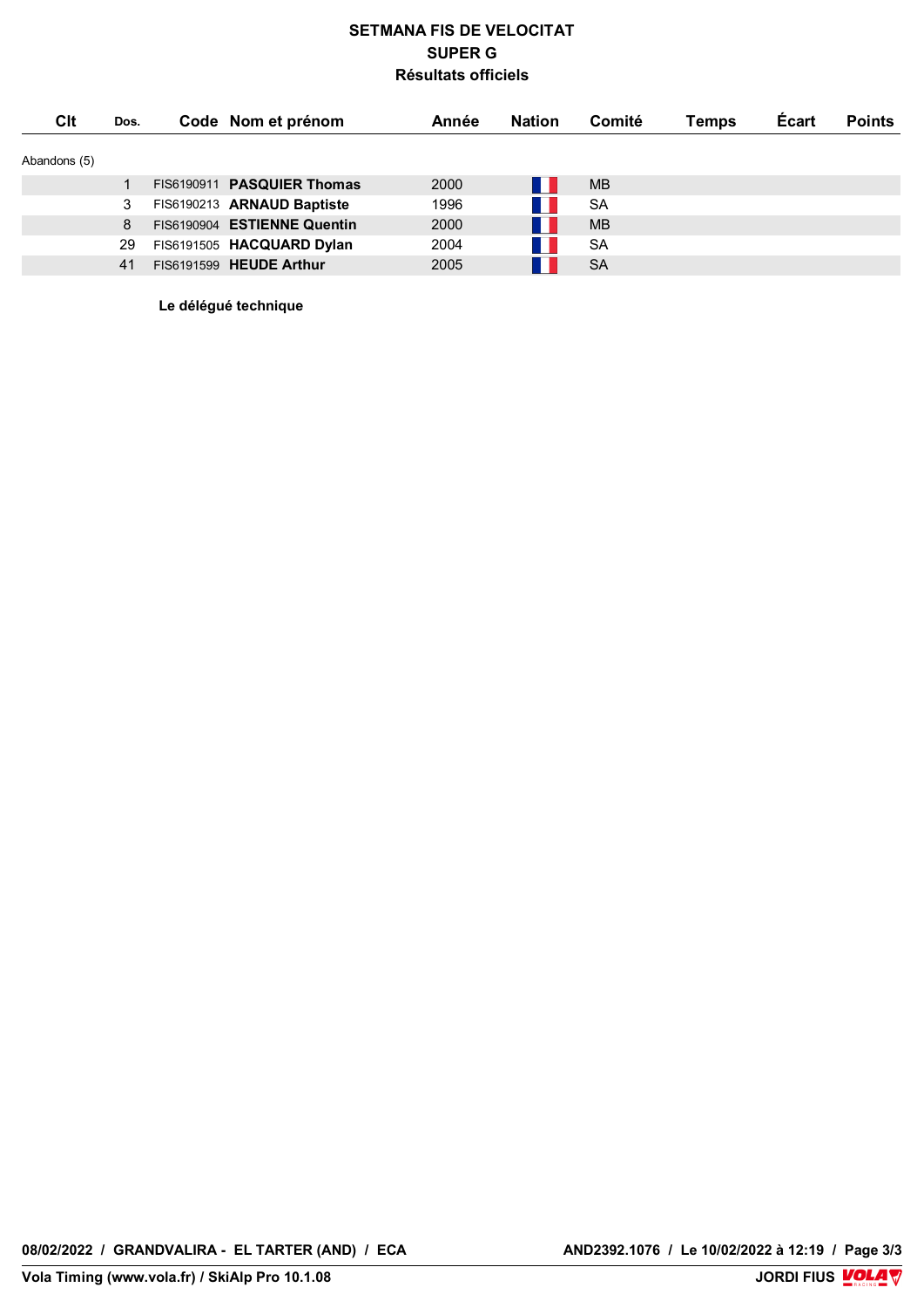**SETMANA FIS DE VELOCITAT**
**SUPER G**
**Résultats officiels**

| Clt | Dos. | Code | Nom et prénom | Année | Nation | Comité | Temps | Écart | Points |
|---|---|---|---|---|---|---|---|---|---|
| Abandons (5) | | | | | | | | | |
| | 1 | FIS6190911 | **PASQUIER Thomas** | 2000 | | MB | | | |
| | 3 | FIS6190213 | **ARNAUD Baptiste** | 1996 | | SA | | | |
| | 8 | FIS6190904 | **ESTIENNE Quentin** | 2000 | | MB | | | |
| | 29 | FIS6191505 | **HACQUARD Dylan** | 2004 | | SA | | | |
| | 41 | FIS6191599 | **HEUDE Arthur** | 2005 | | SA | | | |

**Le délégué technique**

**08/02/2022 / GRANDVALIRA - EL TARTER (AND) / ECA** **AND2392.1076 / Le 10/02/2022 à 12:19**

**Vola Timing (www.vola.fr) / SkiAlp Pro 10.1.08** **JORDI FIUS**